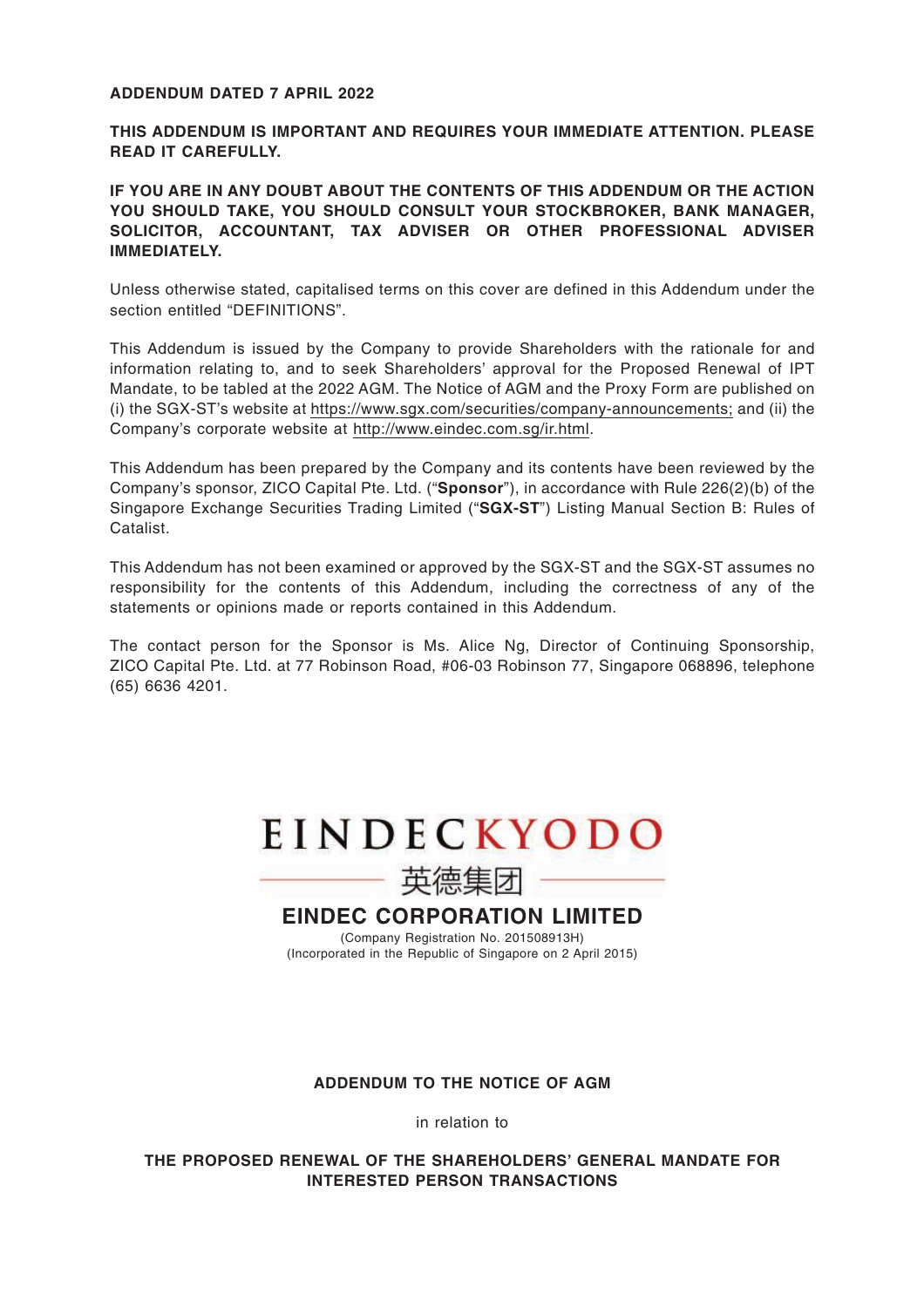**ADDENDUM DATED 7 APRIL 2022**

**THIS ADDENDUM IS IMPORTANT AND REQUIRES YOUR IMMEDIATE ATTENTION. PLEASE READ IT CAREFULLY.**

**IF YOU ARE IN ANY DOUBT ABOUT THE CONTENTS OF THIS ADDENDUM OR THE ACTION YOU SHOULD TAKE, YOU SHOULD CONSULT YOUR STOCKBROKER, BANK MANAGER, SOLICITOR, ACCOUNTANT, TAX ADVISER OR OTHER PROFESSIONAL ADVISER IMMEDIATELY.**

Unless otherwise stated, capitalised terms on this cover are defined in this Addendum under the section entitled "DEFINITIONS".

This Addendum is issued by the Company to provide Shareholders with the rationale for and information relating to, and to seek Shareholders' approval for the Proposed Renewal of IPT Mandate, to be tabled at the 2022 AGM. The Notice of AGM and the Proxy Form are published on (i) the SGX-ST's website at https://www.sgx.com/securities/company-announcements; and (ii) the Company's corporate website at http://www.eindec.com.sg/ir.html.

This Addendum has been prepared by the Company and its contents have been reviewed by the Company's sponsor, ZICO Capital Pte. Ltd. ("**Sponsor**"), in accordance with Rule 226(2)(b) of the Singapore Exchange Securities Trading Limited ("**SGX-ST**") Listing Manual Section B: Rules of Catalist.

This Addendum has not been examined or approved by the SGX-ST and the SGX-ST assumes no responsibility for the contents of this Addendum, including the correctness of any of the statements or opinions made or reports contained in this Addendum.

The contact person for the Sponsor is Ms. Alice Ng, Director of Continuing Sponsorship, ZICO Capital Pte. Ltd. at 77 Robinson Road, #06-03 Robinson 77, Singapore 068896, telephone (65) 6636 4201.

EINDECKYODO

英德集团

# EINDEC CORPORATION LIMITED

(Company Registration No. 201508913H)
(Incorporated in the Republic of Singapore on 2 April 2015)

**ADDENDUM TO THE NOTICE OF AGM**

in relation to

**THE PROPOSED RENEWAL OF THE SHAREHOLDERS' GENERAL MANDATE FOR INTERESTED PERSON TRANSACTIONS**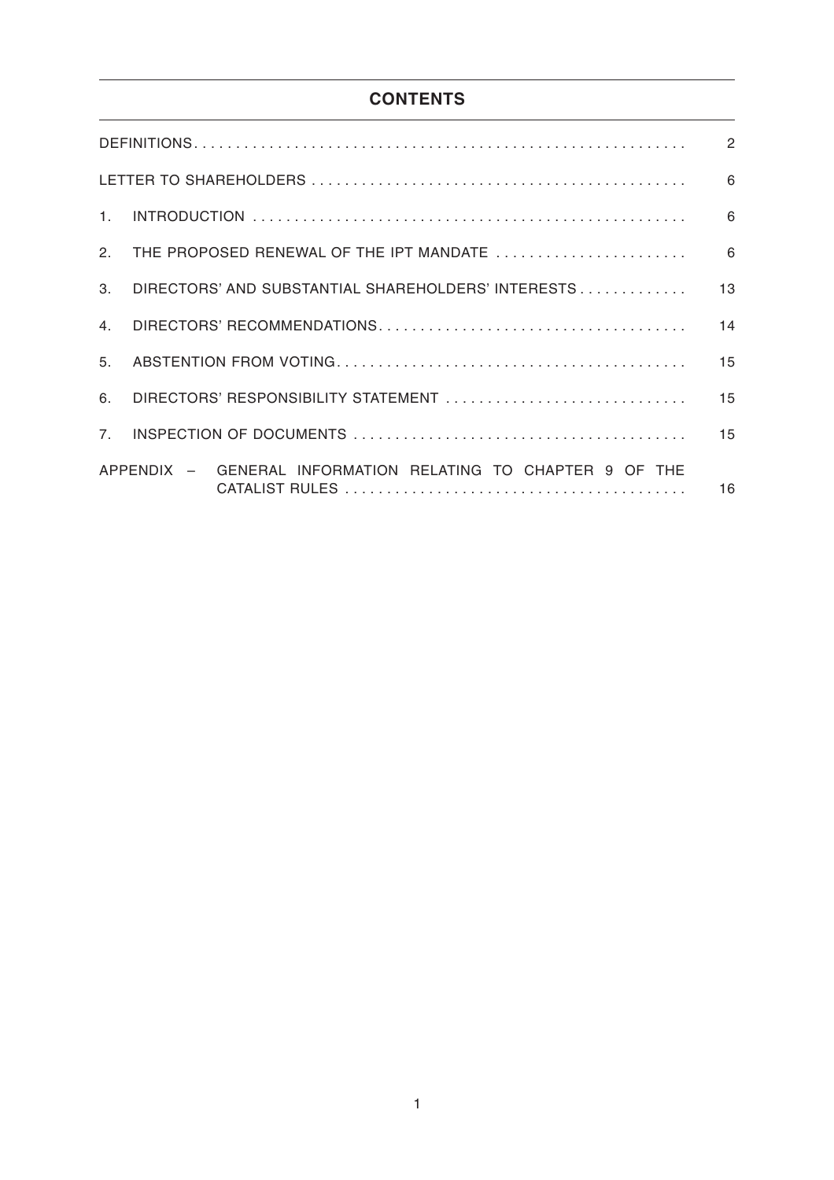## CONTENTS

| | |
|---|---|
| DEFINITIONS | 2 |
| LETTER TO SHAREHOLDERS | 6 |
| 1. INTRODUCTION | 6 |
| 2. THE PROPOSED RENEWAL OF THE IPT MANDATE | 6 |
| 3. DIRECTORS' AND SUBSTANTIAL SHAREHOLDERS' INTERESTS | 13 |
| 4. DIRECTORS' RECOMMENDATIONS | 14 |
| 5. ABSTENTION FROM VOTING | 15 |
| 6. DIRECTORS' RESPONSIBILITY STATEMENT | 15 |
| 7. INSPECTION OF DOCUMENTS | 15 |
| APPENDIX – GENERAL INFORMATION RELATING TO CHAPTER 9 OF THE CATALIST RULES | 16 |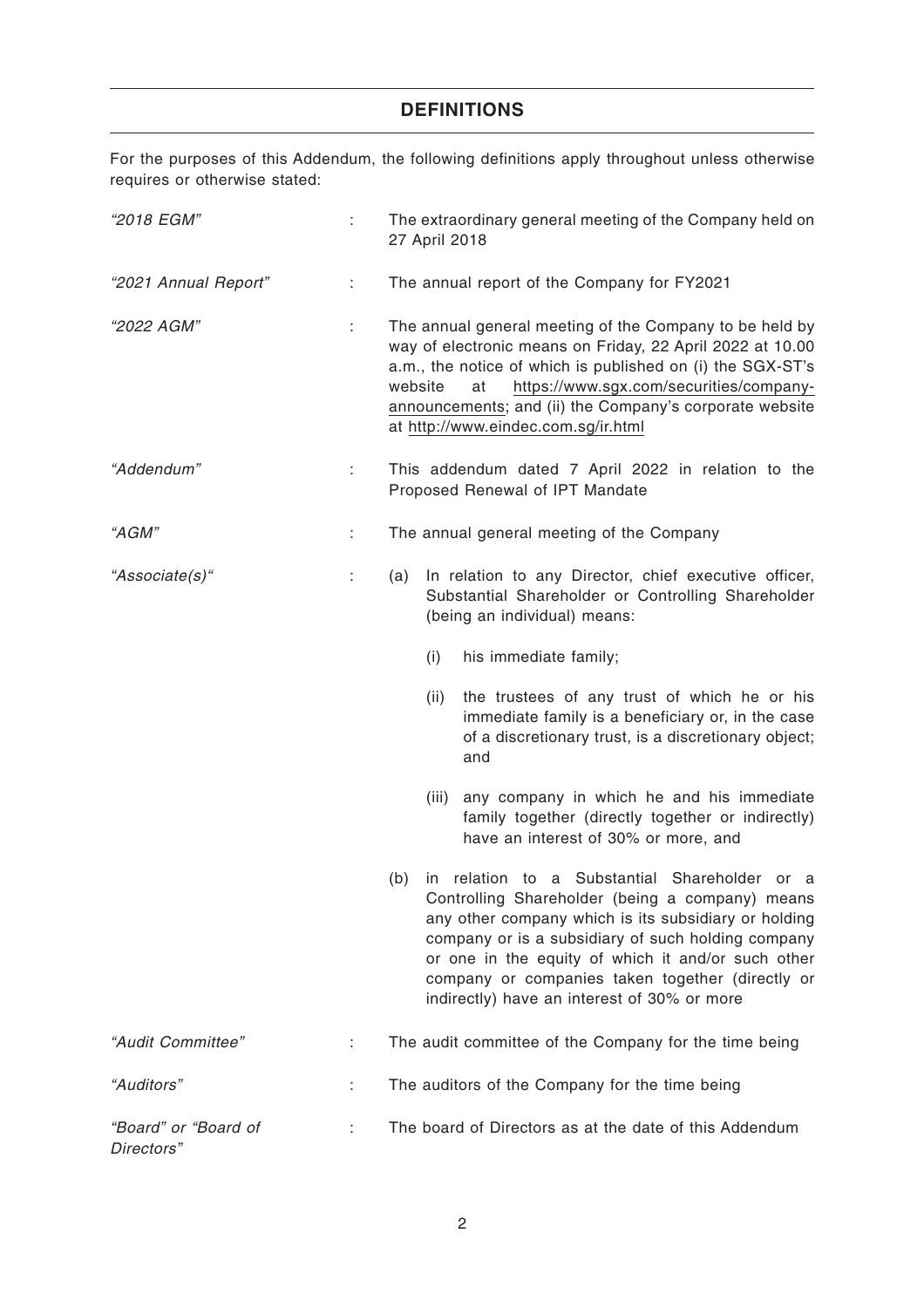## DEFINITIONS

For the purposes of this Addendum, the following definitions apply throughout unless otherwise requires or otherwise stated:

| | | |
|---|---|---|
| *"2018 EGM"* | : | The extraordinary general meeting of the Company held on 27 April 2018 |
| *"2021 Annual Report"* | : | The annual report of the Company for FY2021 |
| *"2022 AGM"* | : | The annual general meeting of the Company to be held by way of electronic means on Friday, 22 April 2022 at 10.00 a.m., the notice of which is published on (i) the SGX-ST's website at https://www.sgx.com/securities/company-announcements; and (ii) the Company's corporate website at http://www.eindec.com.sg/ir.html |
| *"Addendum"* | : | This addendum dated 7 April 2022 in relation to the Proposed Renewal of IPT Mandate |
| *"AGM"* | : | The annual general meeting of the Company |
| *"Associate(s)"* | : | (a) In relation to any Director, chief executive officer, Substantial Shareholder or Controlling Shareholder (being an individual) means:<br>(i) his immediate family;<br>(ii) the trustees of any trust of which he or his immediate family is a beneficiary or, in the case of a discretionary trust, is a discretionary object; and<br>(iii) any company in which he and his immediate family together (directly together or indirectly) have an interest of 30% or more, and<br>(b) in relation to a Substantial Shareholder or a Controlling Shareholder (being a company) means any other company which is its subsidiary or holding company or is a subsidiary of such holding company or one in the equity of which it and/or such other company or companies taken together (directly or indirectly) have an interest of 30% or more |
| *"Audit Committee"* | : | The audit committee of the Company for the time being |
| *"Auditors"* | : | The auditors of the Company for the time being |
| *"Board" or "Board of Directors"* | : | The board of Directors as at the date of this Addendum |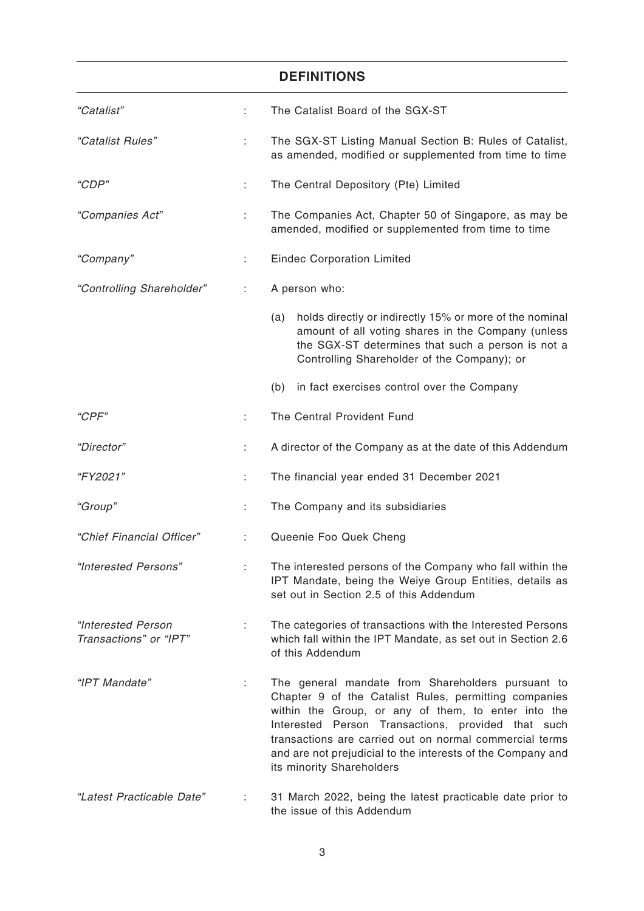## DEFINITIONS

| | | |
|---|---|---|
| *"Catalist"* | : | The Catalist Board of the SGX-ST |
| *"Catalist Rules"* | : | The SGX-ST Listing Manual Section B: Rules of Catalist, as amended, modified or supplemented from time to time |
| *"CDP"* | : | The Central Depository (Pte) Limited |
| *"Companies Act"* | : | The Companies Act, Chapter 50 of Singapore, as may be amended, modified or supplemented from time to time |
| *"Company"* | : | Eindec Corporation Limited |
| *"Controlling Shareholder"* | : | A person who:<br>(a) holds directly or indirectly 15% or more of the nominal amount of all voting shares in the Company (unless the SGX-ST determines that such a person is not a Controlling Shareholder of the Company); or<br>(b) in fact exercises control over the Company |
| *"CPF"* | : | The Central Provident Fund |
| *"Director"* | : | A director of the Company as at the date of this Addendum |
| *"FY2021"* | : | The financial year ended 31 December 2021 |
| *"Group"* | : | The Company and its subsidiaries |
| *"Chief Financial Officer"* | : | Queenie Foo Quek Cheng |
| *"Interested Persons"* | : | The interested persons of the Company who fall within the IPT Mandate, being the Weiye Group Entities, details as set out in Section 2.5 of this Addendum |
| *"Interested Person Transactions" or "IPT"* | : | The categories of transactions with the Interested Persons which fall within the IPT Mandate, as set out in Section 2.6 of this Addendum |
| *"IPT Mandate"* | : | The general mandate from Shareholders pursuant to Chapter 9 of the Catalist Rules, permitting companies within the Group, or any of them, to enter into the Interested Person Transactions, provided that such transactions are carried out on normal commercial terms and are not prejudicial to the interests of the Company and its minority Shareholders |
| *"Latest Practicable Date"* | : | 31 March 2022, being the latest practicable date prior to the issue of this Addendum |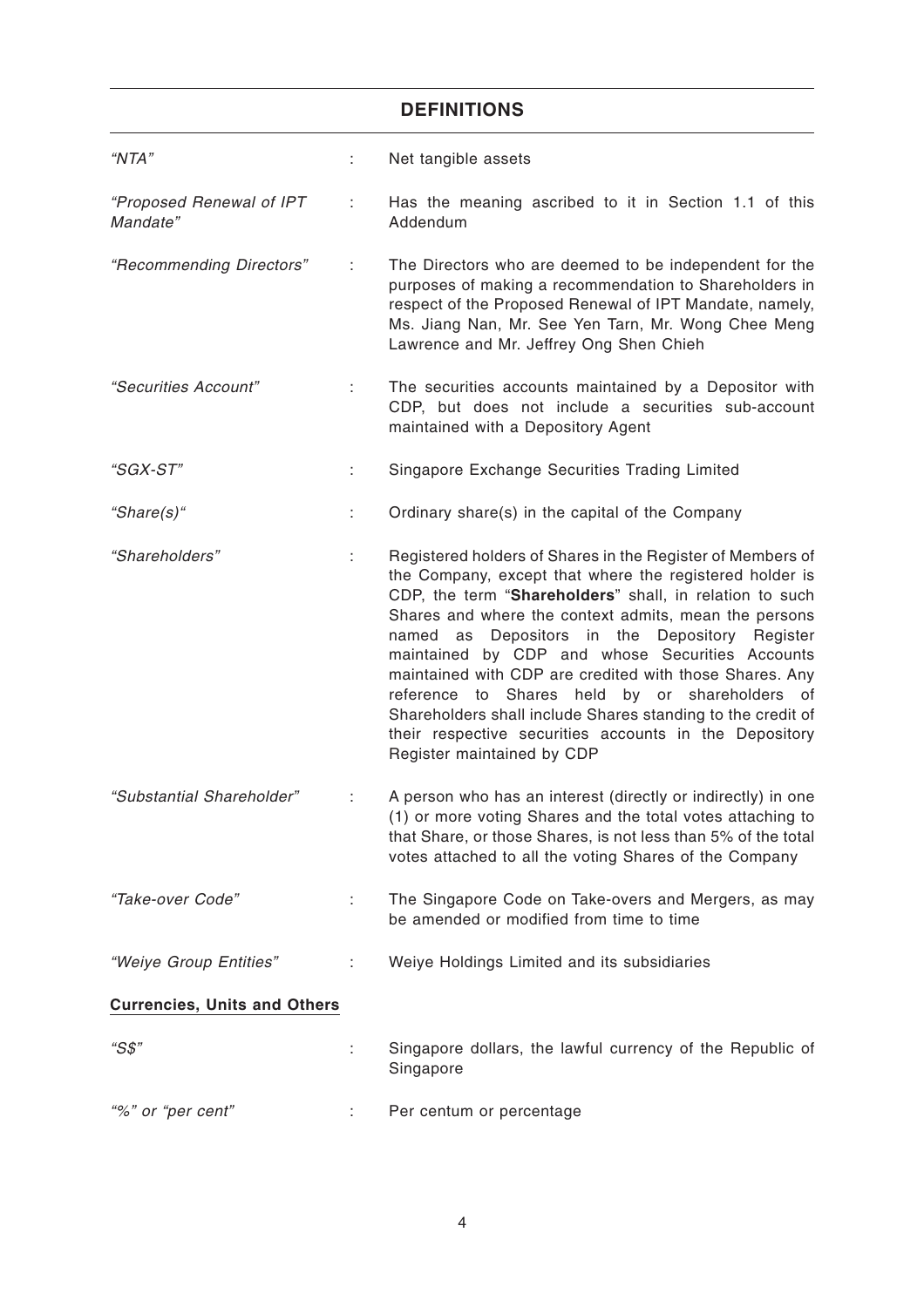## DEFINITIONS

| | | |
|---|---|---|
| *"NTA"* | : | Net tangible assets |
| *"Proposed Renewal of IPT Mandate"* | : | Has the meaning ascribed to it in Section 1.1 of this Addendum |
| *"Recommending Directors"* | : | The Directors who are deemed to be independent for the purposes of making a recommendation to Shareholders in respect of the Proposed Renewal of IPT Mandate, namely, Ms. Jiang Nan, Mr. See Yen Tarn, Mr. Wong Chee Meng Lawrence and Mr. Jeffrey Ong Shen Chieh |
| *"Securities Account"* | : | The securities accounts maintained by a Depositor with CDP, but does not include a securities sub-account maintained with a Depository Agent |
| *"SGX-ST"* | : | Singapore Exchange Securities Trading Limited |
| *"Share(s)"* | : | Ordinary share(s) in the capital of the Company |
| *"Shareholders"* | : | Registered holders of Shares in the Register of Members of the Company, except that where the registered holder is CDP, the term "**Shareholders**" shall, in relation to such Shares and where the context admits, mean the persons named as Depositors in the Depository Register maintained by CDP and whose Securities Accounts maintained with CDP are credited with those Shares. Any reference to Shares held by or shareholders of Shareholders shall include Shares standing to the credit of their respective securities accounts in the Depository Register maintained by CDP |
| *"Substantial Shareholder"* | : | A person who has an interest (directly or indirectly) in one (1) or more voting Shares and the total votes attaching to that Share, or those Shares, is not less than 5% of the total votes attached to all the voting Shares of the Company |
| *"Take-over Code"* | : | The Singapore Code on Take-overs and Mergers, as may be amended or modified from time to time |
| *"Weiye Group Entities"* | : | Weiye Holdings Limited and its subsidiaries |

**Currencies, Units and Others**

| | | |
|---|---|---|
| *"S$"* | : | Singapore dollars, the lawful currency of the Republic of Singapore |
| *"%" or "per cent"* | : | Per centum or percentage |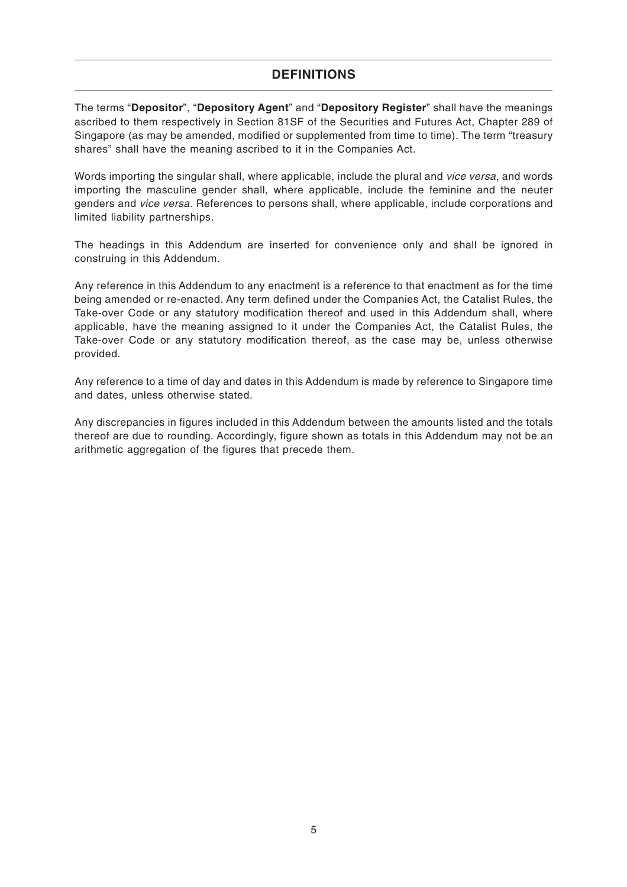## DEFINITIONS

The terms "**Depositor**", "**Depository Agent**" and "**Depository Register**" shall have the meanings ascribed to them respectively in Section 81SF of the Securities and Futures Act, Chapter 289 of Singapore (as may be amended, modified or supplemented from time to time). The term "treasury shares" shall have the meaning ascribed to it in the Companies Act.

Words importing the singular shall, where applicable, include the plural and *vice versa*, and words importing the masculine gender shall, where applicable, include the feminine and the neuter genders and *vice versa*. References to persons shall, where applicable, include corporations and limited liability partnerships.

The headings in this Addendum are inserted for convenience only and shall be ignored in construing in this Addendum.

Any reference in this Addendum to any enactment is a reference to that enactment as for the time being amended or re-enacted. Any term defined under the Companies Act, the Catalist Rules, the Take-over Code or any statutory modification thereof and used in this Addendum shall, where applicable, have the meaning assigned to it under the Companies Act, the Catalist Rules, the Take-over Code or any statutory modification thereof, as the case may be, unless otherwise provided.

Any reference to a time of day and dates in this Addendum is made by reference to Singapore time and dates, unless otherwise stated.

Any discrepancies in figures included in this Addendum between the amounts listed and the totals thereof are due to rounding. Accordingly, figure shown as totals in this Addendum may not be an arithmetic aggregation of the figures that precede them.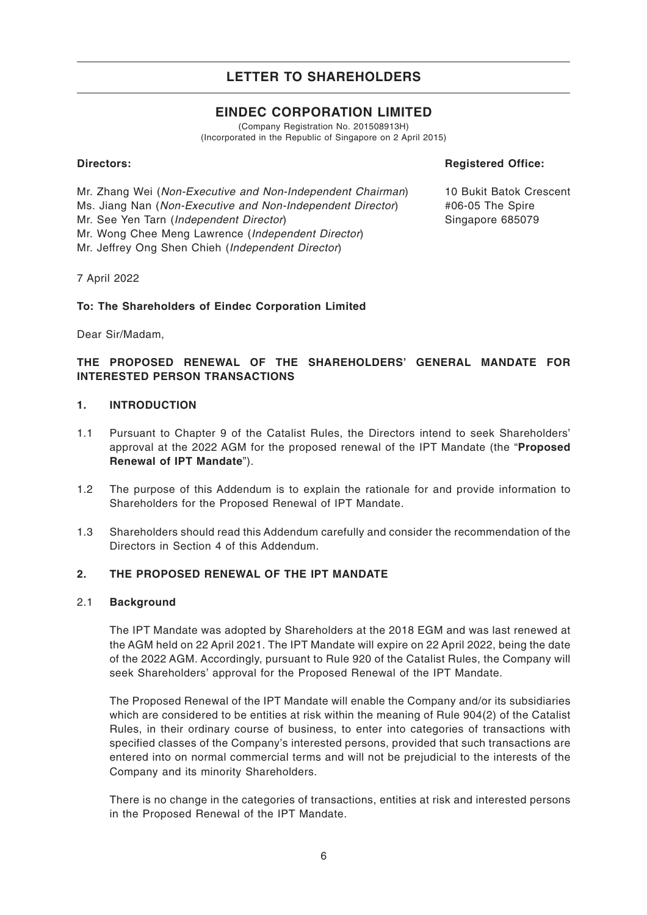# LETTER TO SHAREHOLDERS

## EINDEC CORPORATION LIMITED

(Company Registration No. 201508913H)
(Incorporated in the Republic of Singapore on 2 April 2015)

**Directors:**

Mr. Zhang Wei (*Non-Executive and Non-Independent Chairman*)
Ms. Jiang Nan (*Non-Executive and Non-Independent Director*)
Mr. See Yen Tarn (*Independent Director*)
Mr. Wong Chee Meng Lawrence (*Independent Director*)
Mr. Jeffrey Ong Shen Chieh (*Independent Director*)

**Registered Office:**

10 Bukit Batok Crescent
#06-05 The Spire
Singapore 685079

7 April 2022

**To: The Shareholders of Eindec Corporation Limited**

Dear Sir/Madam,

**THE PROPOSED RENEWAL OF THE SHAREHOLDERS' GENERAL MANDATE FOR INTERESTED PERSON TRANSACTIONS**

### 1. INTRODUCTION

1.1 Pursuant to Chapter 9 of the Catalist Rules, the Directors intend to seek Shareholders' approval at the 2022 AGM for the proposed renewal of the IPT Mandate (the "**Proposed Renewal of IPT Mandate**").

1.2 The purpose of this Addendum is to explain the rationale for and provide information to Shareholders for the Proposed Renewal of IPT Mandate.

1.3 Shareholders should read this Addendum carefully and consider the recommendation of the Directors in Section 4 of this Addendum.

### 2. THE PROPOSED RENEWAL OF THE IPT MANDATE

2.1 **Background**

The IPT Mandate was adopted by Shareholders at the 2018 EGM and was last renewed at the AGM held on 22 April 2021. The IPT Mandate will expire on 22 April 2022, being the date of the 2022 AGM. Accordingly, pursuant to Rule 920 of the Catalist Rules, the Company will seek Shareholders' approval for the Proposed Renewal of the IPT Mandate.

The Proposed Renewal of the IPT Mandate will enable the Company and/or its subsidiaries which are considered to be entities at risk within the meaning of Rule 904(2) of the Catalist Rules, in their ordinary course of business, to enter into categories of transactions with specified classes of the Company's interested persons, provided that such transactions are entered into on normal commercial terms and will not be prejudicial to the interests of the Company and its minority Shareholders.

There is no change in the categories of transactions, entities at risk and interested persons in the Proposed Renewal of the IPT Mandate.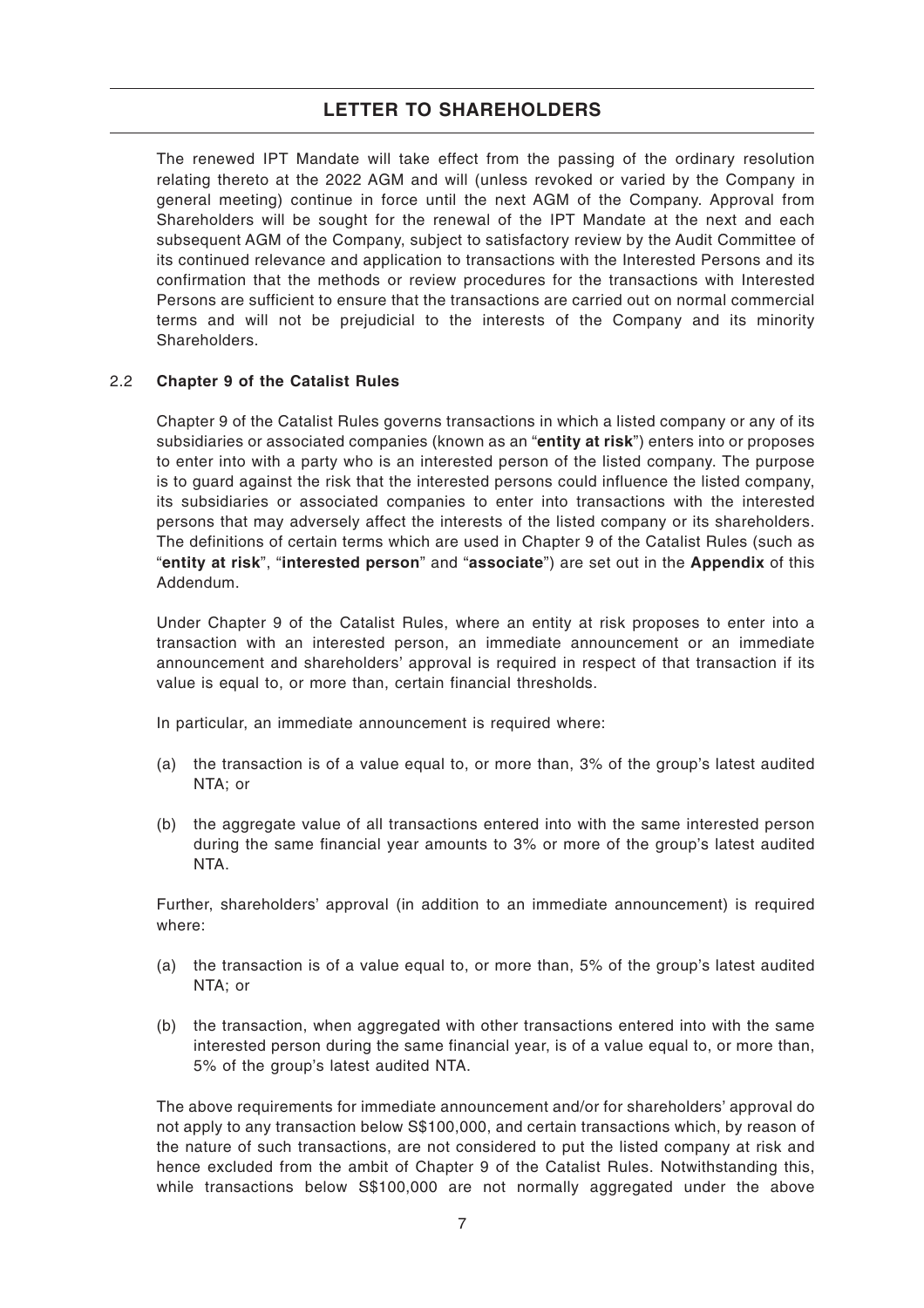The renewed IPT Mandate will take effect from the passing of the ordinary resolution relating thereto at the 2022 AGM and will (unless revoked or varied by the Company in general meeting) continue in force until the next AGM of the Company. Approval from Shareholders will be sought for the renewal of the IPT Mandate at the next and each subsequent AGM of the Company, subject to satisfactory review by the Audit Committee of its continued relevance and application to transactions with the Interested Persons and its confirmation that the methods or review procedures for the transactions with Interested Persons are sufficient to ensure that the transactions are carried out on normal commercial terms and will not be prejudicial to the interests of the Company and its minority Shareholders.

### 2.2 **Chapter 9 of the Catalist Rules**

Chapter 9 of the Catalist Rules governs transactions in which a listed company or any of its subsidiaries or associated companies (known as an "**entity at risk**") enters into or proposes to enter into with a party who is an interested person of the listed company. The purpose is to guard against the risk that the interested persons could influence the listed company, its subsidiaries or associated companies to enter into transactions with the interested persons that may adversely affect the interests of the listed company or its shareholders. The definitions of certain terms which are used in Chapter 9 of the Catalist Rules (such as "**entity at risk**", "**interested person**" and "**associate**") are set out in the **Appendix** of this Addendum.

Under Chapter 9 of the Catalist Rules, where an entity at risk proposes to enter into a transaction with an interested person, an immediate announcement or an immediate announcement and shareholders' approval is required in respect of that transaction if its value is equal to, or more than, certain financial thresholds.

In particular, an immediate announcement is required where:

(a) the transaction is of a value equal to, or more than, 3% of the group's latest audited NTA; or

(b) the aggregate value of all transactions entered into with the same interested person during the same financial year amounts to 3% or more of the group's latest audited NTA.

Further, shareholders' approval (in addition to an immediate announcement) is required where:

(a) the transaction is of a value equal to, or more than, 5% of the group's latest audited NTA; or

(b) the transaction, when aggregated with other transactions entered into with the same interested person during the same financial year, is of a value equal to, or more than, 5% of the group's latest audited NTA.

The above requirements for immediate announcement and/or for shareholders' approval do not apply to any transaction below S$100,000, and certain transactions which, by reason of the nature of such transactions, are not considered to put the listed company at risk and hence excluded from the ambit of Chapter 9 of the Catalist Rules. Notwithstanding this, while transactions below S$100,000 are not normally aggregated under the above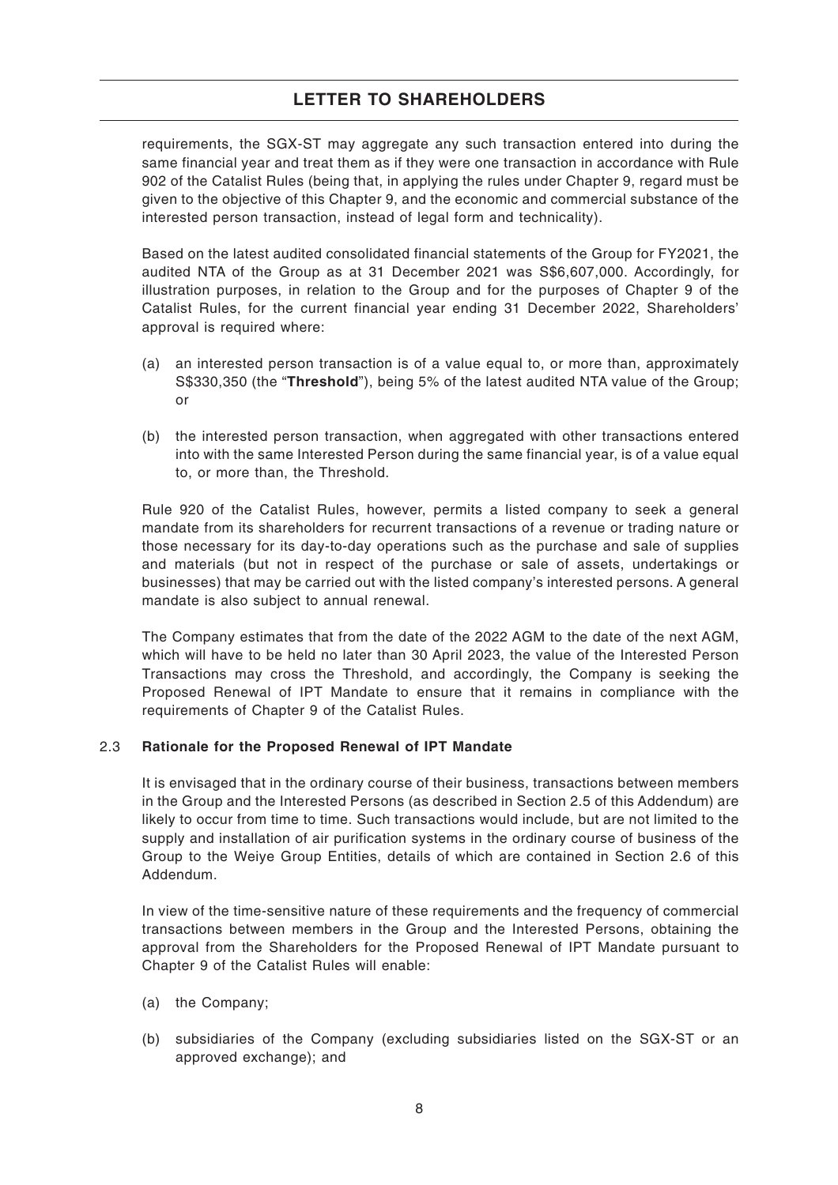requirements, the SGX-ST may aggregate any such transaction entered into during the same financial year and treat them as if they were one transaction in accordance with Rule 902 of the Catalist Rules (being that, in applying the rules under Chapter 9, regard must be given to the objective of this Chapter 9, and the economic and commercial substance of the interested person transaction, instead of legal form and technicality).

Based on the latest audited consolidated financial statements of the Group for FY2021, the audited NTA of the Group as at 31 December 2021 was S$6,607,000. Accordingly, for illustration purposes, in relation to the Group and for the purposes of Chapter 9 of the Catalist Rules, for the current financial year ending 31 December 2022, Shareholders' approval is required where:

(a) an interested person transaction is of a value equal to, or more than, approximately S$330,350 (the "**Threshold**"), being 5% of the latest audited NTA value of the Group; or

(b) the interested person transaction, when aggregated with other transactions entered into with the same Interested Person during the same financial year, is of a value equal to, or more than, the Threshold.

Rule 920 of the Catalist Rules, however, permits a listed company to seek a general mandate from its shareholders for recurrent transactions of a revenue or trading nature or those necessary for its day-to-day operations such as the purchase and sale of supplies and materials (but not in respect of the purchase or sale of assets, undertakings or businesses) that may be carried out with the listed company's interested persons. A general mandate is also subject to annual renewal.

The Company estimates that from the date of the 2022 AGM to the date of the next AGM, which will have to be held no later than 30 April 2023, the value of the Interested Person Transactions may cross the Threshold, and accordingly, the Company is seeking the Proposed Renewal of IPT Mandate to ensure that it remains in compliance with the requirements of Chapter 9 of the Catalist Rules.

### 2.3 Rationale for the Proposed Renewal of IPT Mandate

It is envisaged that in the ordinary course of their business, transactions between members in the Group and the Interested Persons (as described in Section 2.5 of this Addendum) are likely to occur from time to time. Such transactions would include, but are not limited to the supply and installation of air purification systems in the ordinary course of business of the Group to the Weiye Group Entities, details of which are contained in Section 2.6 of this Addendum.

In view of the time-sensitive nature of these requirements and the frequency of commercial transactions between members in the Group and the Interested Persons, obtaining the approval from the Shareholders for the Proposed Renewal of IPT Mandate pursuant to Chapter 9 of the Catalist Rules will enable:

(a) the Company;

(b) subsidiaries of the Company (excluding subsidiaries listed on the SGX-ST or an approved exchange); and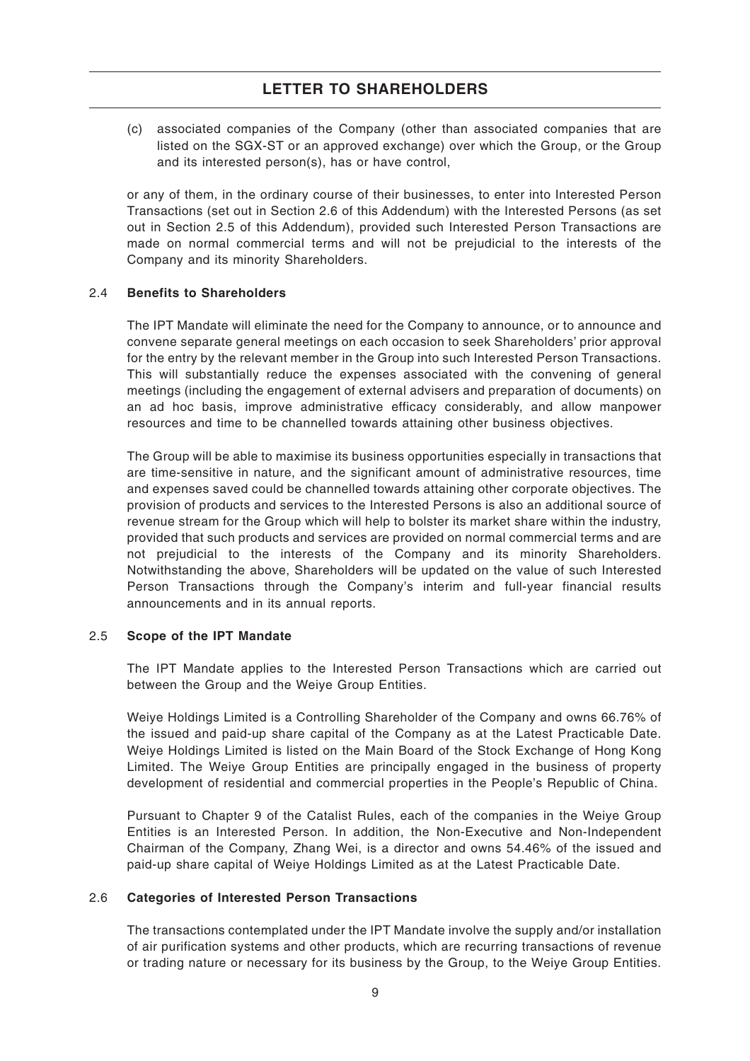(c) associated companies of the Company (other than associated companies that are listed on the SGX-ST or an approved exchange) over which the Group, or the Group and its interested person(s), has or have control,

or any of them, in the ordinary course of their businesses, to enter into Interested Person Transactions (set out in Section 2.6 of this Addendum) with the Interested Persons (as set out in Section 2.5 of this Addendum), provided such Interested Person Transactions are made on normal commercial terms and will not be prejudicial to the interests of the Company and its minority Shareholders.

### 2.4 Benefits to Shareholders

The IPT Mandate will eliminate the need for the Company to announce, or to announce and convene separate general meetings on each occasion to seek Shareholders' prior approval for the entry by the relevant member in the Group into such Interested Person Transactions. This will substantially reduce the expenses associated with the convening of general meetings (including the engagement of external advisers and preparation of documents) on an ad hoc basis, improve administrative efficacy considerably, and allow manpower resources and time to be channelled towards attaining other business objectives.

The Group will be able to maximise its business opportunities especially in transactions that are time-sensitive in nature, and the significant amount of administrative resources, time and expenses saved could be channelled towards attaining other corporate objectives. The provision of products and services to the Interested Persons is also an additional source of revenue stream for the Group which will help to bolster its market share within the industry, provided that such products and services are provided on normal commercial terms and are not prejudicial to the interests of the Company and its minority Shareholders. Notwithstanding the above, Shareholders will be updated on the value of such Interested Person Transactions through the Company's interim and full-year financial results announcements and in its annual reports.

### 2.5 Scope of the IPT Mandate

The IPT Mandate applies to the Interested Person Transactions which are carried out between the Group and the Weiye Group Entities.

Weiye Holdings Limited is a Controlling Shareholder of the Company and owns 66.76% of the issued and paid-up share capital of the Company as at the Latest Practicable Date. Weiye Holdings Limited is listed on the Main Board of the Stock Exchange of Hong Kong Limited. The Weiye Group Entities are principally engaged in the business of property development of residential and commercial properties in the People's Republic of China.

Pursuant to Chapter 9 of the Catalist Rules, each of the companies in the Weiye Group Entities is an Interested Person. In addition, the Non-Executive and Non-Independent Chairman of the Company, Zhang Wei, is a director and owns 54.46% of the issued and paid-up share capital of Weiye Holdings Limited as at the Latest Practicable Date.

### 2.6 Categories of Interested Person Transactions

The transactions contemplated under the IPT Mandate involve the supply and/or installation of air purification systems and other products, which are recurring transactions of revenue or trading nature or necessary for its business by the Group, to the Weiye Group Entities.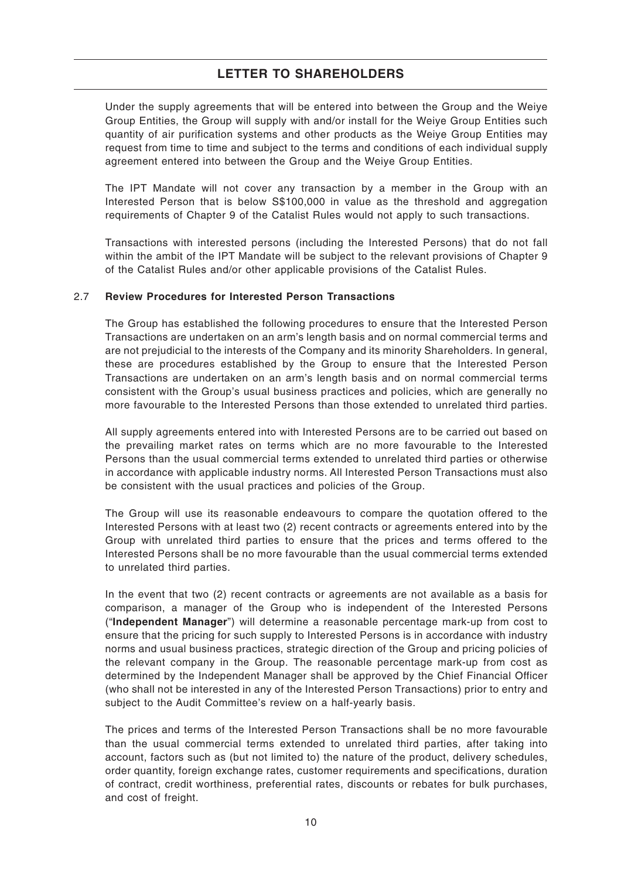Under the supply agreements that will be entered into between the Group and the Weiye Group Entities, the Group will supply with and/or install for the Weiye Group Entities such quantity of air purification systems and other products as the Weiye Group Entities may request from time to time and subject to the terms and conditions of each individual supply agreement entered into between the Group and the Weiye Group Entities.

The IPT Mandate will not cover any transaction by a member in the Group with an Interested Person that is below S$100,000 in value as the threshold and aggregation requirements of Chapter 9 of the Catalist Rules would not apply to such transactions.

Transactions with interested persons (including the Interested Persons) that do not fall within the ambit of the IPT Mandate will be subject to the relevant provisions of Chapter 9 of the Catalist Rules and/or other applicable provisions of the Catalist Rules.

### 2.7 Review Procedures for Interested Person Transactions

The Group has established the following procedures to ensure that the Interested Person Transactions are undertaken on an arm's length basis and on normal commercial terms and are not prejudicial to the interests of the Company and its minority Shareholders. In general, these are procedures established by the Group to ensure that the Interested Person Transactions are undertaken on an arm's length basis and on normal commercial terms consistent with the Group's usual business practices and policies, which are generally no more favourable to the Interested Persons than those extended to unrelated third parties.

All supply agreements entered into with Interested Persons are to be carried out based on the prevailing market rates on terms which are no more favourable to the Interested Persons than the usual commercial terms extended to unrelated third parties or otherwise in accordance with applicable industry norms. All Interested Person Transactions must also be consistent with the usual practices and policies of the Group.

The Group will use its reasonable endeavours to compare the quotation offered to the Interested Persons with at least two (2) recent contracts or agreements entered into by the Group with unrelated third parties to ensure that the prices and terms offered to the Interested Persons shall be no more favourable than the usual commercial terms extended to unrelated third parties.

In the event that two (2) recent contracts or agreements are not available as a basis for comparison, a manager of the Group who is independent of the Interested Persons ("**Independent Manager**") will determine a reasonable percentage mark-up from cost to ensure that the pricing for such supply to Interested Persons is in accordance with industry norms and usual business practices, strategic direction of the Group and pricing policies of the relevant company in the Group. The reasonable percentage mark-up from cost as determined by the Independent Manager shall be approved by the Chief Financial Officer (who shall not be interested in any of the Interested Person Transactions) prior to entry and subject to the Audit Committee's review on a half-yearly basis.

The prices and terms of the Interested Person Transactions shall be no more favourable than the usual commercial terms extended to unrelated third parties, after taking into account, factors such as (but not limited to) the nature of the product, delivery schedules, order quantity, foreign exchange rates, customer requirements and specifications, duration of contract, credit worthiness, preferential rates, discounts or rebates for bulk purchases, and cost of freight.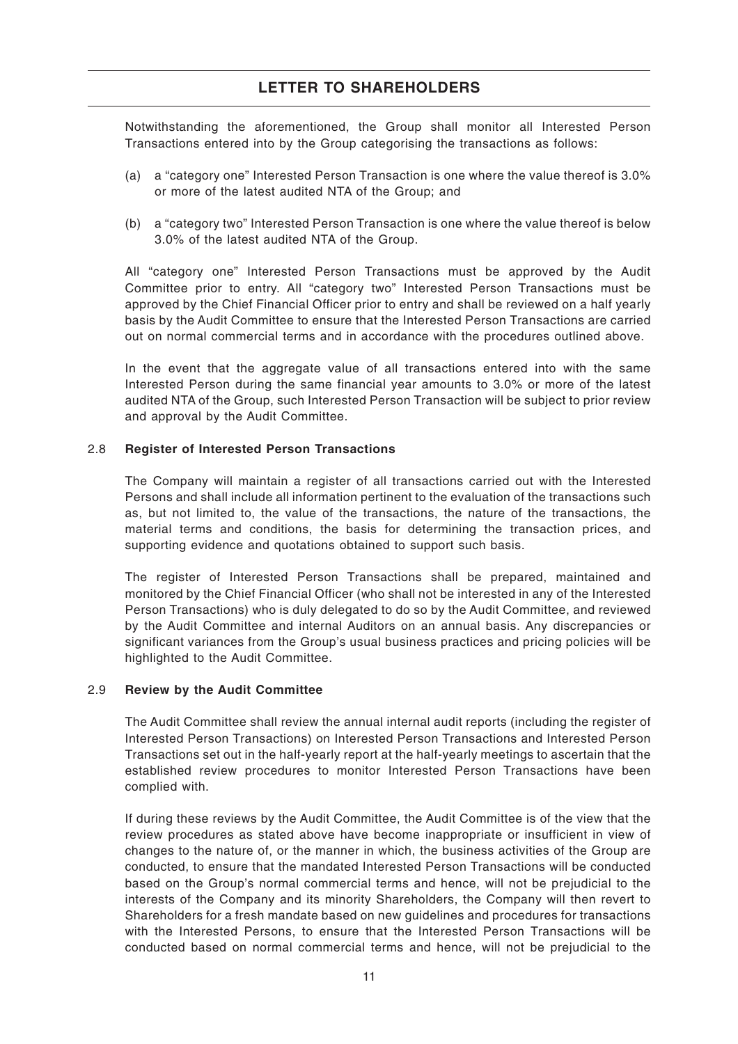Notwithstanding the aforementioned, the Group shall monitor all Interested Person Transactions entered into by the Group categorising the transactions as follows:

(a) a "category one" Interested Person Transaction is one where the value thereof is 3.0% or more of the latest audited NTA of the Group; and

(b) a "category two" Interested Person Transaction is one where the value thereof is below 3.0% of the latest audited NTA of the Group.

All "category one" Interested Person Transactions must be approved by the Audit Committee prior to entry. All "category two" Interested Person Transactions must be approved by the Chief Financial Officer prior to entry and shall be reviewed on a half yearly basis by the Audit Committee to ensure that the Interested Person Transactions are carried out on normal commercial terms and in accordance with the procedures outlined above.

In the event that the aggregate value of all transactions entered into with the same Interested Person during the same financial year amounts to 3.0% or more of the latest audited NTA of the Group, such Interested Person Transaction will be subject to prior review and approval by the Audit Committee.

### 2.8 Register of Interested Person Transactions

The Company will maintain a register of all transactions carried out with the Interested Persons and shall include all information pertinent to the evaluation of the transactions such as, but not limited to, the value of the transactions, the nature of the transactions, the material terms and conditions, the basis for determining the transaction prices, and supporting evidence and quotations obtained to support such basis.

The register of Interested Person Transactions shall be prepared, maintained and monitored by the Chief Financial Officer (who shall not be interested in any of the Interested Person Transactions) who is duly delegated to do so by the Audit Committee, and reviewed by the Audit Committee and internal Auditors on an annual basis. Any discrepancies or significant variances from the Group's usual business practices and pricing policies will be highlighted to the Audit Committee.

### 2.9 Review by the Audit Committee

The Audit Committee shall review the annual internal audit reports (including the register of Interested Person Transactions) on Interested Person Transactions and Interested Person Transactions set out in the half-yearly report at the half-yearly meetings to ascertain that the established review procedures to monitor Interested Person Transactions have been complied with.

If during these reviews by the Audit Committee, the Audit Committee is of the view that the review procedures as stated above have become inappropriate or insufficient in view of changes to the nature of, or the manner in which, the business activities of the Group are conducted, to ensure that the mandated Interested Person Transactions will be conducted based on the Group's normal commercial terms and hence, will not be prejudicial to the interests of the Company and its minority Shareholders, the Company will then revert to Shareholders for a fresh mandate based on new guidelines and procedures for transactions with the Interested Persons, to ensure that the Interested Person Transactions will be conducted based on normal commercial terms and hence, will not be prejudicial to the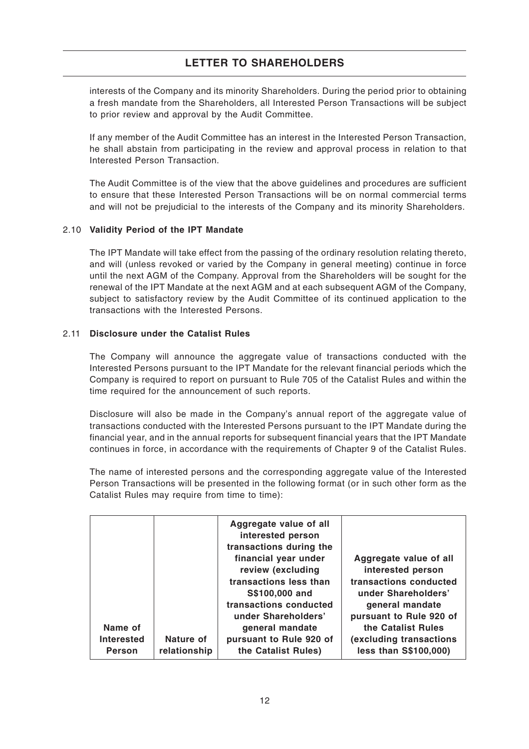interests of the Company and its minority Shareholders. During the period prior to obtaining a fresh mandate from the Shareholders, all Interested Person Transactions will be subject to prior review and approval by the Audit Committee.

If any member of the Audit Committee has an interest in the Interested Person Transaction, he shall abstain from participating in the review and approval process in relation to that Interested Person Transaction.

The Audit Committee is of the view that the above guidelines and procedures are sufficient to ensure that these Interested Person Transactions will be on normal commercial terms and will not be prejudicial to the interests of the Company and its minority Shareholders.

### 2.10 Validity Period of the IPT Mandate

The IPT Mandate will take effect from the passing of the ordinary resolution relating thereto, and will (unless revoked or varied by the Company in general meeting) continue in force until the next AGM of the Company. Approval from the Shareholders will be sought for the renewal of the IPT Mandate at the next AGM and at each subsequent AGM of the Company, subject to satisfactory review by the Audit Committee of its continued application to the transactions with the Interested Persons.

### 2.11 Disclosure under the Catalist Rules

The Company will announce the aggregate value of transactions conducted with the Interested Persons pursuant to the IPT Mandate for the relevant financial periods which the Company is required to report on pursuant to Rule 705 of the Catalist Rules and within the time required for the announcement of such reports.

Disclosure will also be made in the Company's annual report of the aggregate value of transactions conducted with the Interested Persons pursuant to the IPT Mandate during the financial year, and in the annual reports for subsequent financial years that the IPT Mandate continues in force, in accordance with the requirements of Chapter 9 of the Catalist Rules.

The name of interested persons and the corresponding aggregate value of the Interested Person Transactions will be presented in the following format (or in such other form as the Catalist Rules may require from time to time):

| Name of Interested Person | Nature of relationship | Aggregate value of all interested person transactions during the financial year under review (excluding transactions less than S$100,000 and transactions conducted under Shareholders' general mandate pursuant to Rule 920 of the Catalist Rules) | Aggregate value of all interested person transactions conducted under Shareholders' general mandate pursuant to Rule 920 of the Catalist Rules (excluding transactions less than S$100,000) |
|---|---|---|---|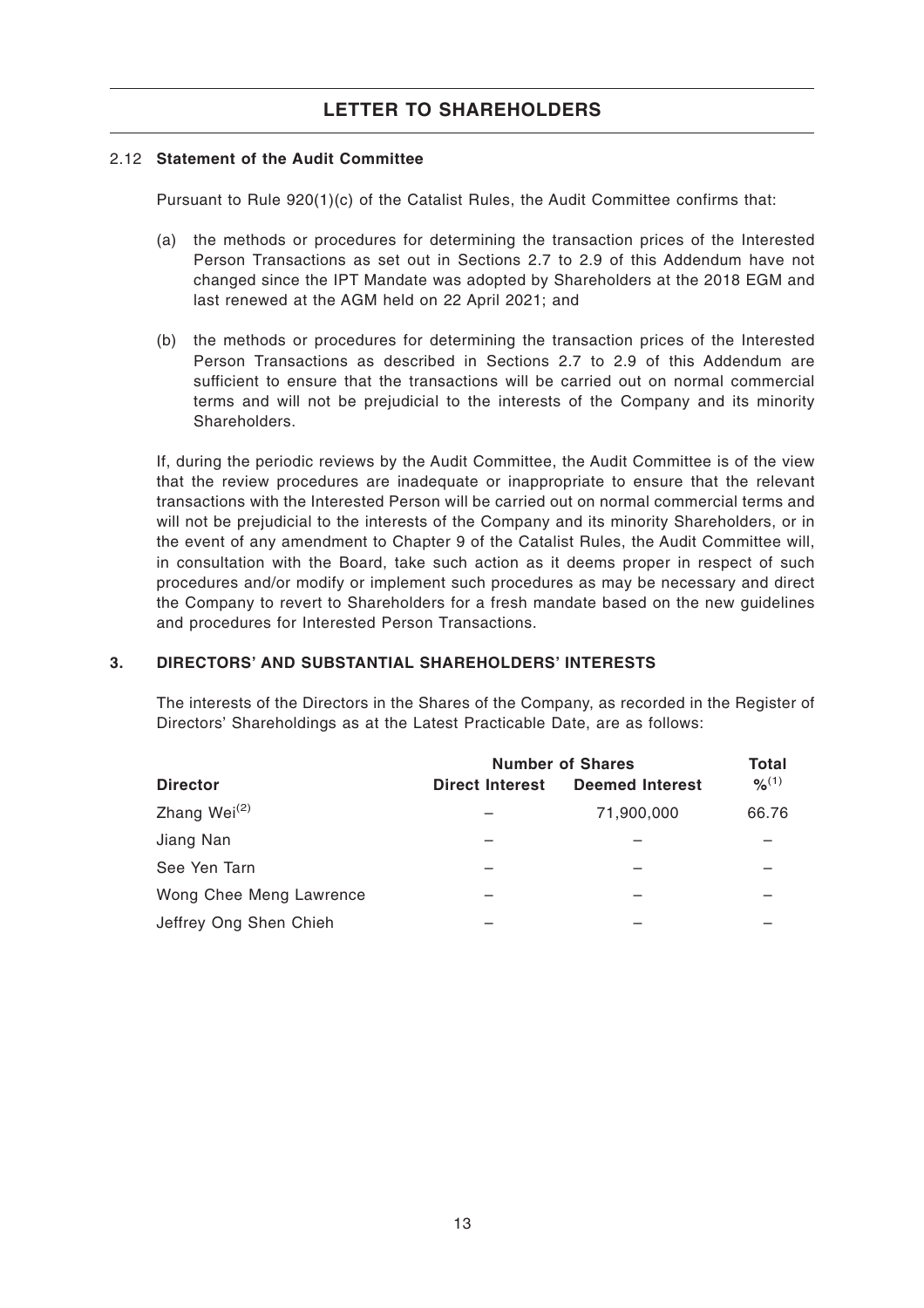## LETTER TO SHAREHOLDERS

2.12 **Statement of the Audit Committee**

Pursuant to Rule 920(1)(c) of the Catalist Rules, the Audit Committee confirms that:

(a) the methods or procedures for determining the transaction prices of the Interested Person Transactions as set out in Sections 2.7 to 2.9 of this Addendum have not changed since the IPT Mandate was adopted by Shareholders at the 2018 EGM and last renewed at the AGM held on 22 April 2021; and

(b) the methods or procedures for determining the transaction prices of the Interested Person Transactions as described in Sections 2.7 to 2.9 of this Addendum are sufficient to ensure that the transactions will be carried out on normal commercial terms and will not be prejudicial to the interests of the Company and its minority Shareholders.

If, during the periodic reviews by the Audit Committee, the Audit Committee is of the view that the review procedures are inadequate or inappropriate to ensure that the relevant transactions with the Interested Person will be carried out on normal commercial terms and will not be prejudicial to the interests of the Company and its minority Shareholders, or in the event of any amendment to Chapter 9 of the Catalist Rules, the Audit Committee will, in consultation with the Board, take such action as it deems proper in respect of such procedures and/or modify or implement such procedures as may be necessary and direct the Company to revert to Shareholders for a fresh mandate based on the new guidelines and procedures for Interested Person Transactions.

### 3. DIRECTORS' AND SUBSTANTIAL SHAREHOLDERS' INTERESTS

The interests of the Directors in the Shares of the Company, as recorded in the Register of Directors' Shareholdings as at the Latest Practicable Date, are as follows:

| | Number of Shares | | Total |
|---|---|---|---|
| **Director** | **Direct Interest** | **Deemed Interest** | **%[1]** |
| Zhang Wei[2] | – | 71,900,000 | 66.76 |
| Jiang Nan | – | – | – |
| See Yen Tarn | – | – | – |
| Wong Chee Meng Lawrence | – | – | – |
| Jeffrey Ong Shen Chieh | – | – | – |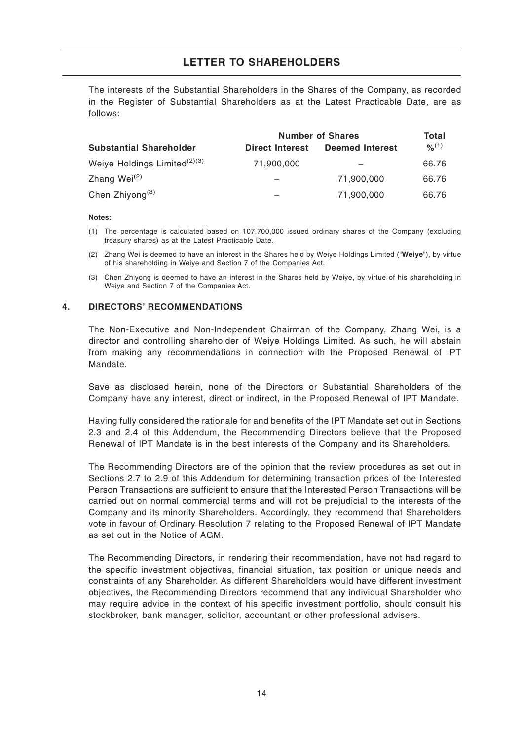## LETTER TO SHAREHOLDERS

The interests of the Substantial Shareholders in the Shares of the Company, as recorded in the Register of Substantial Shareholders as at the Latest Practicable Date, are as follows:

| Substantial Shareholder | Number of Shares | | Total |
|---|---|---|---|
| | Direct Interest | Deemed Interest | %[1] |
| Weiye Holdings Limited[2][3] | 71,900,000 | – | 66.76 |
| Zhang Wei[2] | – | 71,900,000 | 66.76 |
| Chen Zhiyong[3] | – | 71,900,000 | 66.76 |

**Notes:**

(1) The percentage is calculated based on 107,700,000 issued ordinary shares of the Company (excluding treasury shares) as at the Latest Practicable Date.

(2) Zhang Wei is deemed to have an interest in the Shares held by Weiye Holdings Limited ("**Weiye**"), by virtue of his shareholding in Weiye and Section 7 of the Companies Act.

(3) Chen Zhiyong is deemed to have an interest in the Shares held by Weiye, by virtue of his shareholding in Weiye and Section 7 of the Companies Act.

### 4. DIRECTORS' RECOMMENDATIONS

The Non-Executive and Non-Independent Chairman of the Company, Zhang Wei, is a director and controlling shareholder of Weiye Holdings Limited. As such, he will abstain from making any recommendations in connection with the Proposed Renewal of IPT Mandate.

Save as disclosed herein, none of the Directors or Substantial Shareholders of the Company have any interest, direct or indirect, in the Proposed Renewal of IPT Mandate.

Having fully considered the rationale for and benefits of the IPT Mandate set out in Sections 2.3 and 2.4 of this Addendum, the Recommending Directors believe that the Proposed Renewal of IPT Mandate is in the best interests of the Company and its Shareholders.

The Recommending Directors are of the opinion that the review procedures as set out in Sections 2.7 to 2.9 of this Addendum for determining transaction prices of the Interested Person Transactions are sufficient to ensure that the Interested Person Transactions will be carried out on normal commercial terms and will not be prejudicial to the interests of the Company and its minority Shareholders. Accordingly, they recommend that Shareholders vote in favour of Ordinary Resolution 7 relating to the Proposed Renewal of IPT Mandate as set out in the Notice of AGM.

The Recommending Directors, in rendering their recommendation, have not had regard to the specific investment objectives, financial situation, tax position or unique needs and constraints of any Shareholder. As different Shareholders would have different investment objectives, the Recommending Directors recommend that any individual Shareholder who may require advice in the context of his specific investment portfolio, should consult his stockbroker, bank manager, solicitor, accountant or other professional advisers.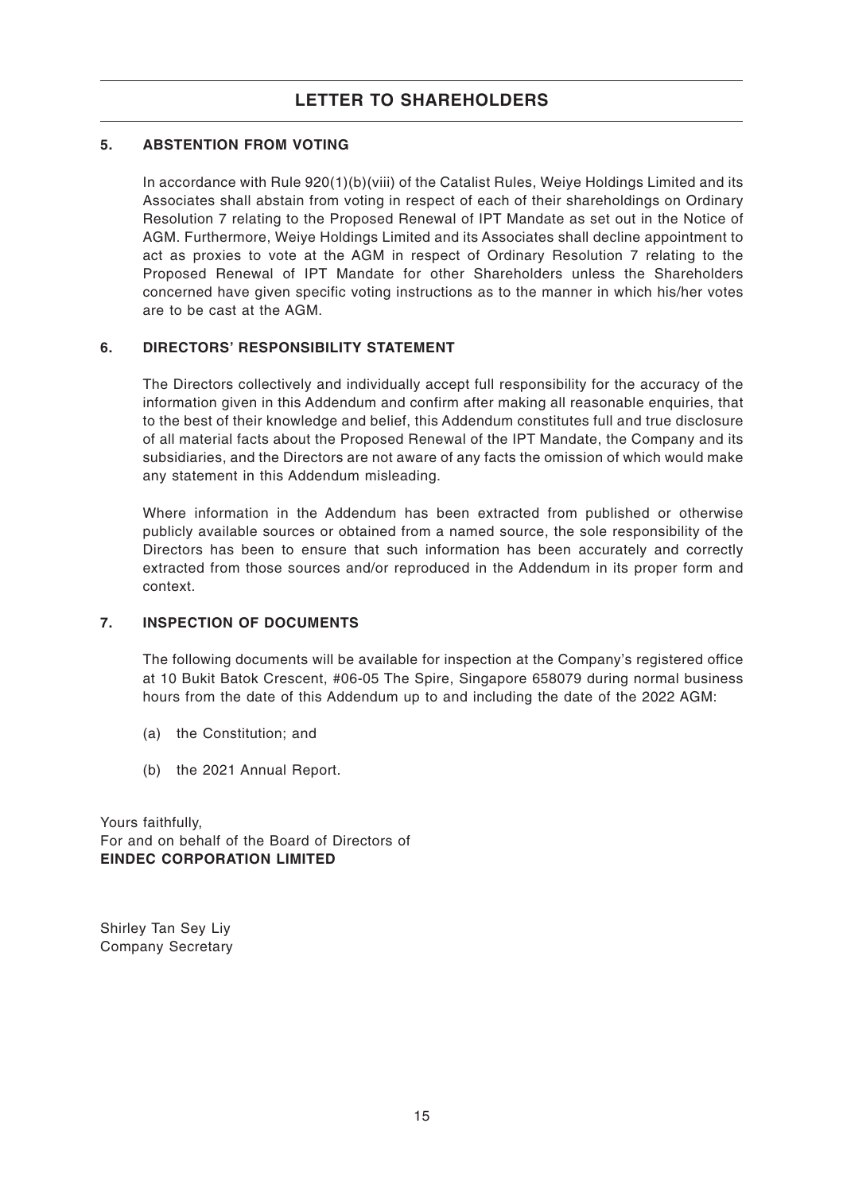## LETTER TO SHAREHOLDERS

### 5. ABSTENTION FROM VOTING

In accordance with Rule 920(1)(b)(viii) of the Catalist Rules, Weiye Holdings Limited and its Associates shall abstain from voting in respect of each of their shareholdings on Ordinary Resolution 7 relating to the Proposed Renewal of IPT Mandate as set out in the Notice of AGM. Furthermore, Weiye Holdings Limited and its Associates shall decline appointment to act as proxies to vote at the AGM in respect of Ordinary Resolution 7 relating to the Proposed Renewal of IPT Mandate for other Shareholders unless the Shareholders concerned have given specific voting instructions as to the manner in which his/her votes are to be cast at the AGM.

### 6. DIRECTORS' RESPONSIBILITY STATEMENT

The Directors collectively and individually accept full responsibility for the accuracy of the information given in this Addendum and confirm after making all reasonable enquiries, that to the best of their knowledge and belief, this Addendum constitutes full and true disclosure of all material facts about the Proposed Renewal of the IPT Mandate, the Company and its subsidiaries, and the Directors are not aware of any facts the omission of which would make any statement in this Addendum misleading.

Where information in the Addendum has been extracted from published or otherwise publicly available sources or obtained from a named source, the sole responsibility of the Directors has been to ensure that such information has been accurately and correctly extracted from those sources and/or reproduced in the Addendum in its proper form and context.

### 7. INSPECTION OF DOCUMENTS

The following documents will be available for inspection at the Company's registered office at 10 Bukit Batok Crescent, #06-05 The Spire, Singapore 658079 during normal business hours from the date of this Addendum up to and including the date of the 2022 AGM:

(a) the Constitution; and

(b) the 2021 Annual Report.

Yours faithfully,
For and on behalf of the Board of Directors of
**EINDEC CORPORATION LIMITED**

Shirley Tan Sey Liy
Company Secretary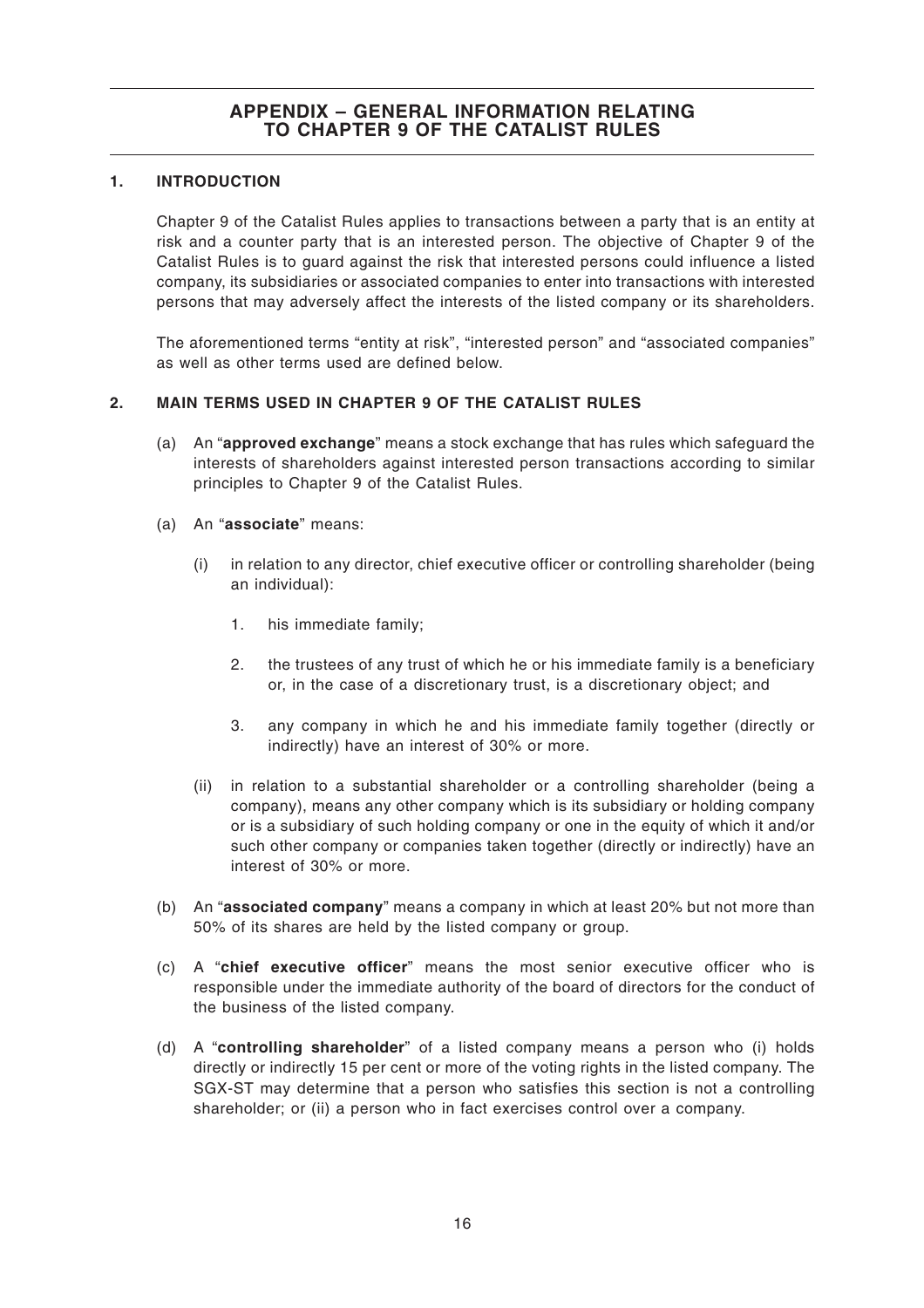# APPENDIX – GENERAL INFORMATION RELATING TO CHAPTER 9 OF THE CATALIST RULES

## 1. INTRODUCTION

Chapter 9 of the Catalist Rules applies to transactions between a party that is an entity at risk and a counter party that is an interested person. The objective of Chapter 9 of the Catalist Rules is to guard against the risk that interested persons could influence a listed company, its subsidiaries or associated companies to enter into transactions with interested persons that may adversely affect the interests of the listed company or its shareholders.

The aforementioned terms "entity at risk", "interested person" and "associated companies" as well as other terms used are defined below.

## 2. MAIN TERMS USED IN CHAPTER 9 OF THE CATALIST RULES

(a) An "**approved exchange**" means a stock exchange that has rules which safeguard the interests of shareholders against interested person transactions according to similar principles to Chapter 9 of the Catalist Rules.

(a) An "**associate**" means:

(i) in relation to any director, chief executive officer or controlling shareholder (being an individual):

1. his immediate family;

2. the trustees of any trust of which he or his immediate family is a beneficiary or, in the case of a discretionary trust, is a discretionary object; and

3. any company in which he and his immediate family together (directly or indirectly) have an interest of 30% or more.

(ii) in relation to a substantial shareholder or a controlling shareholder (being a company), means any other company which is its subsidiary or holding company or is a subsidiary of such holding company or one in the equity of which it and/or such other company or companies taken together (directly or indirectly) have an interest of 30% or more.

(b) An "**associated company**" means a company in which at least 20% but not more than 50% of its shares are held by the listed company or group.

(c) A "**chief executive officer**" means the most senior executive officer who is responsible under the immediate authority of the board of directors for the conduct of the business of the listed company.

(d) A "**controlling shareholder**" of a listed company means a person who (i) holds directly or indirectly 15 per cent or more of the voting rights in the listed company. The SGX-ST may determine that a person who satisfies this section is not a controlling shareholder; or (ii) a person who in fact exercises control over a company.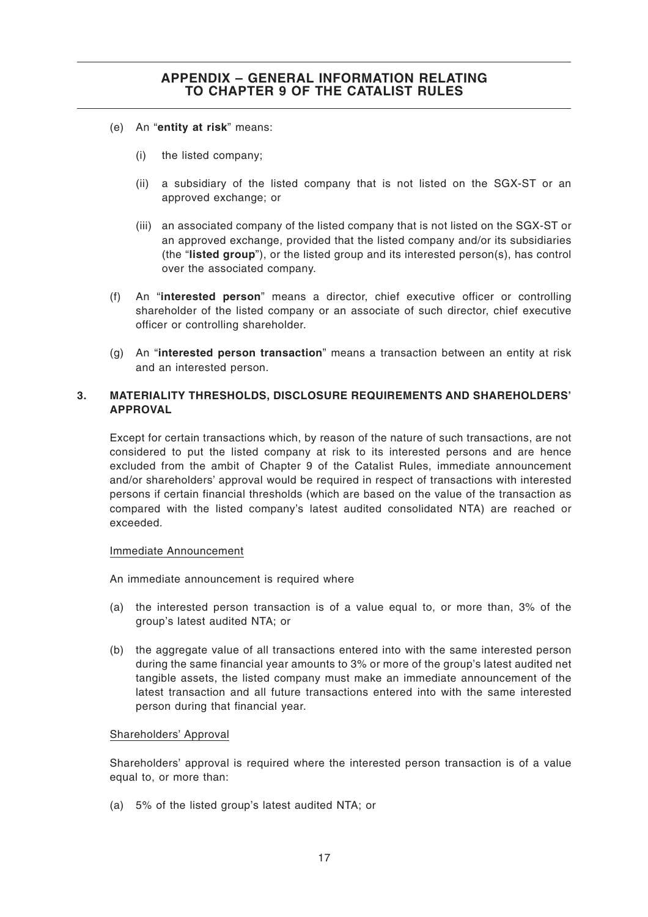(e) An "**entity at risk**" means:

   (i) the listed company;

   (ii) a subsidiary of the listed company that is not listed on the SGX-ST or an approved exchange; or

   (iii) an associated company of the listed company that is not listed on the SGX-ST or an approved exchange, provided that the listed company and/or its subsidiaries (the "**listed group**"), or the listed group and its interested person(s), has control over the associated company.

(f) An "**interested person**" means a director, chief executive officer or controlling shareholder of the listed company or an associate of such director, chief executive officer or controlling shareholder.

(g) An "**interested person transaction**" means a transaction between an entity at risk and an interested person.

## 3. MATERIALITY THRESHOLDS, DISCLOSURE REQUIREMENTS AND SHAREHOLDERS' APPROVAL

Except for certain transactions which, by reason of the nature of such transactions, are not considered to put the listed company at risk to its interested persons and are hence excluded from the ambit of Chapter 9 of the Catalist Rules, immediate announcement and/or shareholders' approval would be required in respect of transactions with interested persons if certain financial thresholds (which are based on the value of the transaction as compared with the listed company's latest audited consolidated NTA) are reached or exceeded.

Immediate Announcement

An immediate announcement is required where

(a) the interested person transaction is of a value equal to, or more than, 3% of the group's latest audited NTA; or

(b) the aggregate value of all transactions entered into with the same interested person during the same financial year amounts to 3% or more of the group's latest audited net tangible assets, the listed company must make an immediate announcement of the latest transaction and all future transactions entered into with the same interested person during that financial year.

Shareholders' Approval

Shareholders' approval is required where the interested person transaction is of a value equal to, or more than:

(a) 5% of the listed group's latest audited NTA; or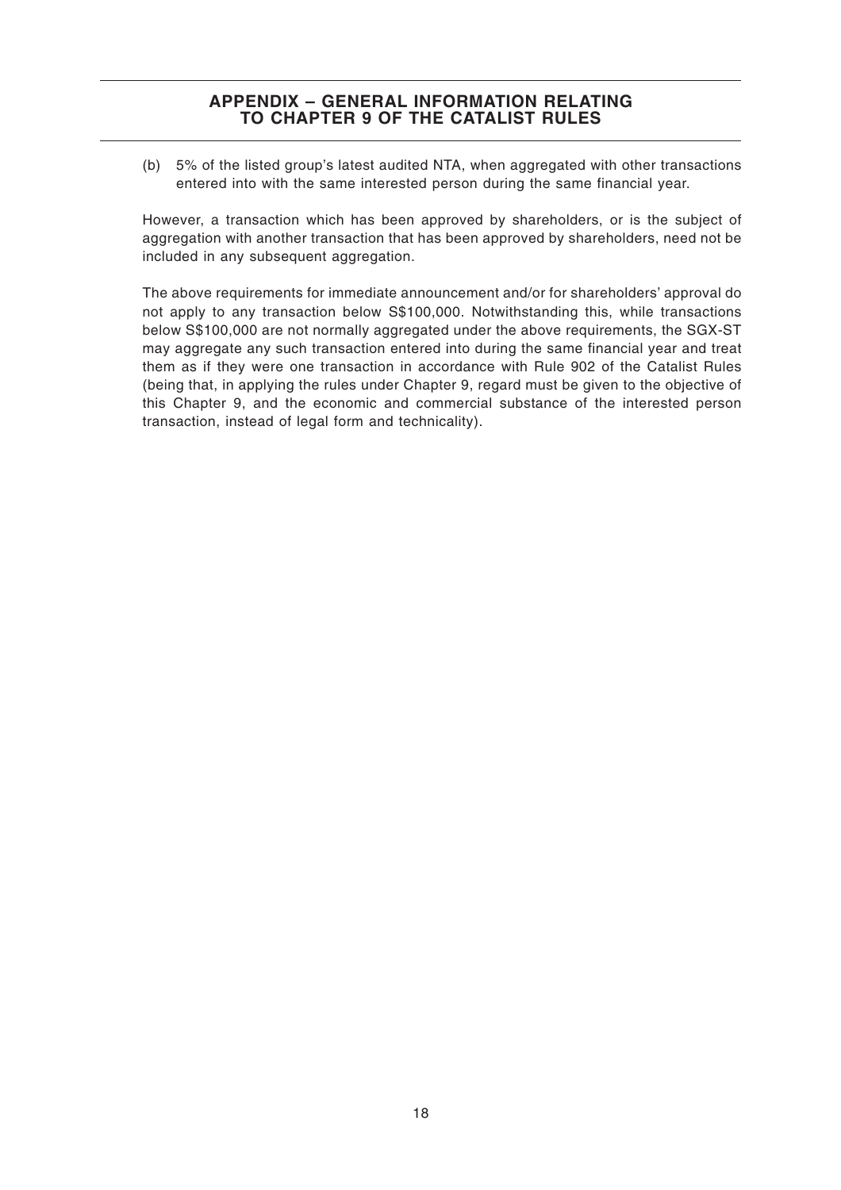(b) 5% of the listed group's latest audited NTA, when aggregated with other transactions entered into with the same interested person during the same financial year.

However, a transaction which has been approved by shareholders, or is the subject of aggregation with another transaction that has been approved by shareholders, need not be included in any subsequent aggregation.

The above requirements for immediate announcement and/or for shareholders' approval do not apply to any transaction below S$100,000. Notwithstanding this, while transactions below S$100,000 are not normally aggregated under the above requirements, the SGX-ST may aggregate any such transaction entered into during the same financial year and treat them as if they were one transaction in accordance with Rule 902 of the Catalist Rules (being that, in applying the rules under Chapter 9, regard must be given to the objective of this Chapter 9, and the economic and commercial substance of the interested person transaction, instead of legal form and technicality).